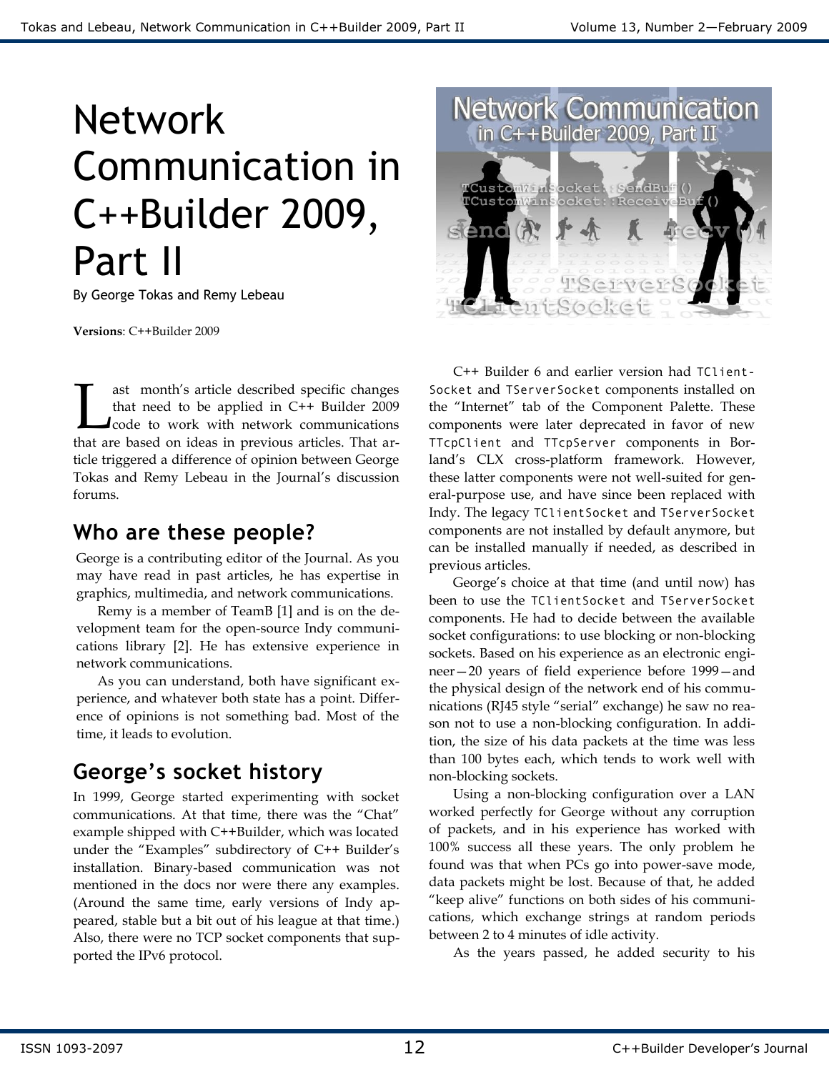# Network Communication in C++Builder 2009, Part II

By George Tokas and Remy Lebeau

**Versions**: C++Builder 2009

Last month's article described specific changes that need to be applied in C++ Builder 2009 code to work with network communications that are based on ideas in previous articles. That article triggered a difference of opinion between George Tokas and Remy Lebeau in the Journal's discussion forums.

## Who are these people?

George is a contributing editor of the Journal. As you may have read in past articles, he has expertise in graphics, multimedia, and network communications.

Remy is a member of TeamB [1] and is on the development team for the open-source Indy communications library [2]. He has extensive experience in network communications.

As you can understand, both have significant experience, and whatever both state has a point. Difference of opinions is not something bad. Most of the time, it leads to evolution.

## George's socket history

In 1999, George started experimenting with socket communications. At that time, there was the "Chat" example shipped with C++Builder, which was located under the "Examples" subdirectory of C++ Builder's installation. Binary-based communication was not mentioned in the docs nor were there any examples. (Around the same time, early versions of Indy appeared, stable but a bit out of his league at that time.) Also, there were no TCP socket components that supported the IPv6 protocol.

C++ Builder 6 and earlier version had `TClientSocket` and `TServerSocket` components installed on the "Internet" tab of the Component Palette. These components were later deprecated in favor of new `TTcpClient` and `TTcpServer` components in Borland's CLX cross-platform framework. However, these latter components were not well-suited for general-purpose use, and have since been replaced with Indy. The legacy `TClientSocket` and `TServerSocket` components are not installed by default anymore, but can be installed manually if needed, as described in previous articles.

George's choice at that time (and until now) has been to use the `TClientSocket` and `TServerSocket` components. He had to decide between the available socket configurations: to use blocking or non-blocking sockets. Based on his experience as an electronic engineer—20 years of field experience before 1999—and the physical design of the network end of his communications (RJ45 style "serial" exchange) he saw no reason not to use a non-blocking configuration. In addition, the size of his data packets at the time was less than 100 bytes each, which tends to work well with non-blocking sockets.

Using a non-blocking configuration over a LAN worked perfectly for George without any corruption of packets, and in his experience has worked with 100% success all these years. The only problem he found was that when PCs go into power-save mode, data packets might be lost. Because of that, he added "keep alive" functions on both sides of his communications, which exchange strings at random periods between 2 to 4 minutes of idle activity.

As the years passed, he added security to his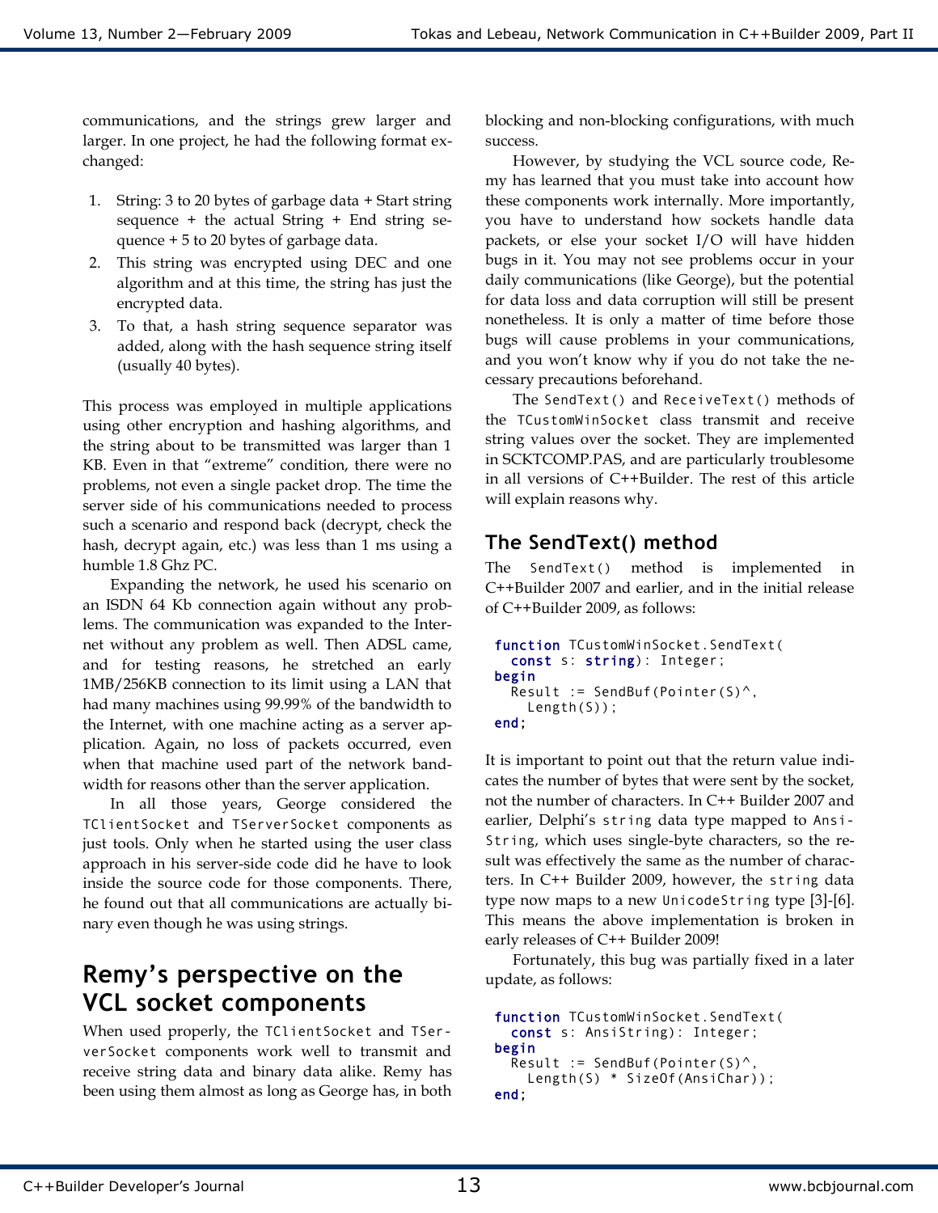communications, and the strings grew larger and larger. In one project, he had the following format exchanged:

1. String: 3 to 20 bytes of garbage data + Start string sequence + the actual String + End string sequence + 5 to 20 bytes of garbage data.
2. This string was encrypted using DEC and one algorithm and at this time, the string has just the encrypted data.
3. To that, a hash string sequence separator was added, along with the hash sequence string itself (usually 40 bytes).

This process was employed in multiple applications using other encryption and hashing algorithms, and the string about to be transmitted was larger than 1 KB. Even in that "extreme" condition, there were no problems, not even a single packet drop. The time the server side of his communications needed to process such a scenario and respond back (decrypt, check the hash, decrypt again, etc.) was less than 1 ms using a humble 1.8 Ghz PC.

Expanding the network, he used his scenario on an ISDN 64 Kb connection again without any problems. The communication was expanded to the Internet without any problem as well. Then ADSL came, and for testing reasons, he stretched an early 1MB/256KB connection to its limit using a LAN that had many machines using 99.99% of the bandwidth to the Internet, with one machine acting as a server application. Again, no loss of packets occurred, even when that machine used part of the network bandwidth for reasons other than the server application.

In all those years, George considered the `TClientSocket` and `TServerSocket` components as just tools. Only when he started using the user class approach in his server-side code did he have to look inside the source code for those components. There, he found out that all communications are actually binary even though he was using strings.

## Remy's perspective on the VCL socket components

When used properly, the `TClientSocket` and `TServerSocket` components work well to transmit and receive string data and binary data alike. Remy has been using them almost as long as George has, in both blocking and non-blocking configurations, with much success.

However, by studying the VCL source code, Remy has learned that you must take into account how these components work internally. More importantly, you have to understand how sockets handle data packets, or else your socket I/O will have hidden bugs in it. You may not see problems occur in your daily communications (like George), but the potential for data loss and data corruption will still be present nonetheless. It is only a matter of time before those bugs will cause problems in your communications, and you won't know why if you do not take the necessary precautions beforehand.

The `SendText()` and `ReceiveText()` methods of the `TCustomWinSocket` class transmit and receive string values over the socket. They are implemented in SCKTCOMP.PAS, and are particularly troublesome in all versions of C++Builder. The rest of this article will explain reasons why.

### The SendText() method

The `SendText()` method is implemented in C++Builder 2007 and earlier, and in the initial release of C++Builder 2009, as follows:

```
function TCustomWinSocket.SendText(
  const s: string): Integer;
begin
  Result := SendBuf(Pointer(S)^,
    Length(S));
end;
```

It is important to point out that the return value indicates the number of bytes that were sent by the socket, not the number of characters. In C++ Builder 2007 and earlier, Delphi's `string` data type mapped to `AnsiString`, which uses single-byte characters, so the result was effectively the same as the number of characters. In C++ Builder 2009, however, the `string` data type now maps to a new `UnicodeString` type [3]-[6]. This means the above implementation is broken in early releases of C++ Builder 2009!

Fortunately, this bug was partially fixed in a later update, as follows:

```
function TCustomWinSocket.SendText(
  const s: AnsiString): Integer;
begin
  Result := SendBuf(Pointer(S)^,
    Length(S) * SizeOf(AnsiChar));
end;
```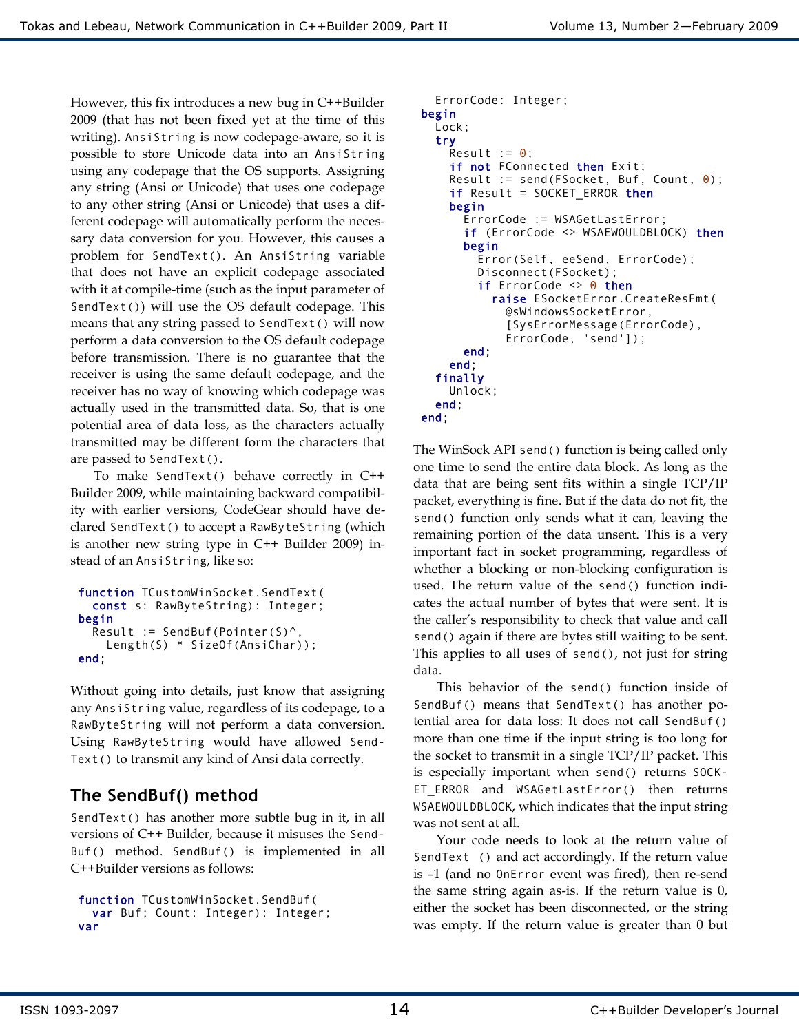However, this fix introduces a new bug in C++Builder 2009 (that has not been fixed yet at the time of this writing). `AnsiString` is now codepage-aware, so it is possible to store Unicode data into an `AnsiString` using any codepage that the OS supports. Assigning any string (Ansi or Unicode) that uses one codepage to any other string (Ansi or Unicode) that uses a different codepage will automatically perform the necessary data conversion for you. However, this causes a problem for `SendText()`. An `AnsiString` variable that does not have an explicit codepage associated with it at compile-time (such as the input parameter of `SendText()`) will use the OS default codepage. This means that any string passed to `SendText()` will now perform a data conversion to the OS default codepage before transmission. There is no guarantee that the receiver is using the same default codepage, and the receiver has no way of knowing which codepage was actually used in the transmitted data. So, that is one potential area of data loss, as the characters actually transmitted may be different form the characters that are passed to `SendText()`.

To make `SendText()` behave correctly in C++ Builder 2009, while maintaining backward compatibility with earlier versions, CodeGear should have declared `SendText()` to accept a `RawByteString` (which is another new string type in C++ Builder 2009) instead of an `AnsiString`, like so:

```
function TCustomWinSocket.SendText(
  const s: RawByteString): Integer;
begin
  Result := SendBuf(Pointer(S)^,
    Length(S) * SizeOf(AnsiChar));
end;
```

Without going into details, just know that assigning any `AnsiString` value, regardless of its codepage, to a `RawByteString` will not perform a data conversion. Using `RawByteString` would have allowed `SendText()` to transmit any kind of Ansi data correctly.

## The SendBuf() method

`SendText()` has another more subtle bug in it, in all versions of C++ Builder, because it misuses the `SendBuf()` method. `SendBuf()` is implemented in all C++Builder versions as follows:

```
function TCustomWinSocket.SendBuf(
  var Buf; Count: Integer): Integer;
var
  ErrorCode: Integer;
begin
  Lock;
  try
    Result := 0;
    if not FConnected then Exit;
    Result := send(FSocket, Buf, Count, 0);
    if Result = SOCKET_ERROR then
    begin
      ErrorCode := WSAGetLastError;
      if (ErrorCode <> WSAEWOULDBLOCK) then
      begin
        Error(Self, eeSend, ErrorCode);
        Disconnect(FSocket);
        if ErrorCode <> 0 then
          raise ESocketError.CreateResFmt(
            @sWindowsSocketError,
            [SysErrorMessage(ErrorCode),
            ErrorCode, 'send']);
      end;
    end;
  finally
    Unlock;
  end;
end;
```

The WinSock API `send()` function is being called only one time to send the entire data block. As long as the data that are being sent fits within a single TCP/IP packet, everything is fine. But if the data do not fit, the `send()` function only sends what it can, leaving the remaining portion of the data unsent. This is a very important fact in socket programming, regardless of whether a blocking or non-blocking configuration is used. The return value of the `send()` function indicates the actual number of bytes that were sent. It is the caller's responsibility to check that value and call `send()` again if there are bytes still waiting to be sent. This applies to all uses of `send()`, not just for string data.

This behavior of the `send()` function inside of `SendBuf()` means that `SendText()` has another potential area for data loss: It does not call `SendBuf()` more than one time if the input string is too long for the socket to transmit in a single TCP/IP packet. This is especially important when `send()` returns `SOCKET_ERROR` and `WSAGetLastError()` then returns `WSAEWOULDBLOCK`, which indicates that the input string was not sent at all.

Your code needs to look at the return value of `SendText ()` and act accordingly. If the return value is –1 (and no `OnError` event was fired), then re-send the same string again as-is. If the return value is 0, either the socket has been disconnected, or the string was empty. If the return value is greater than 0 but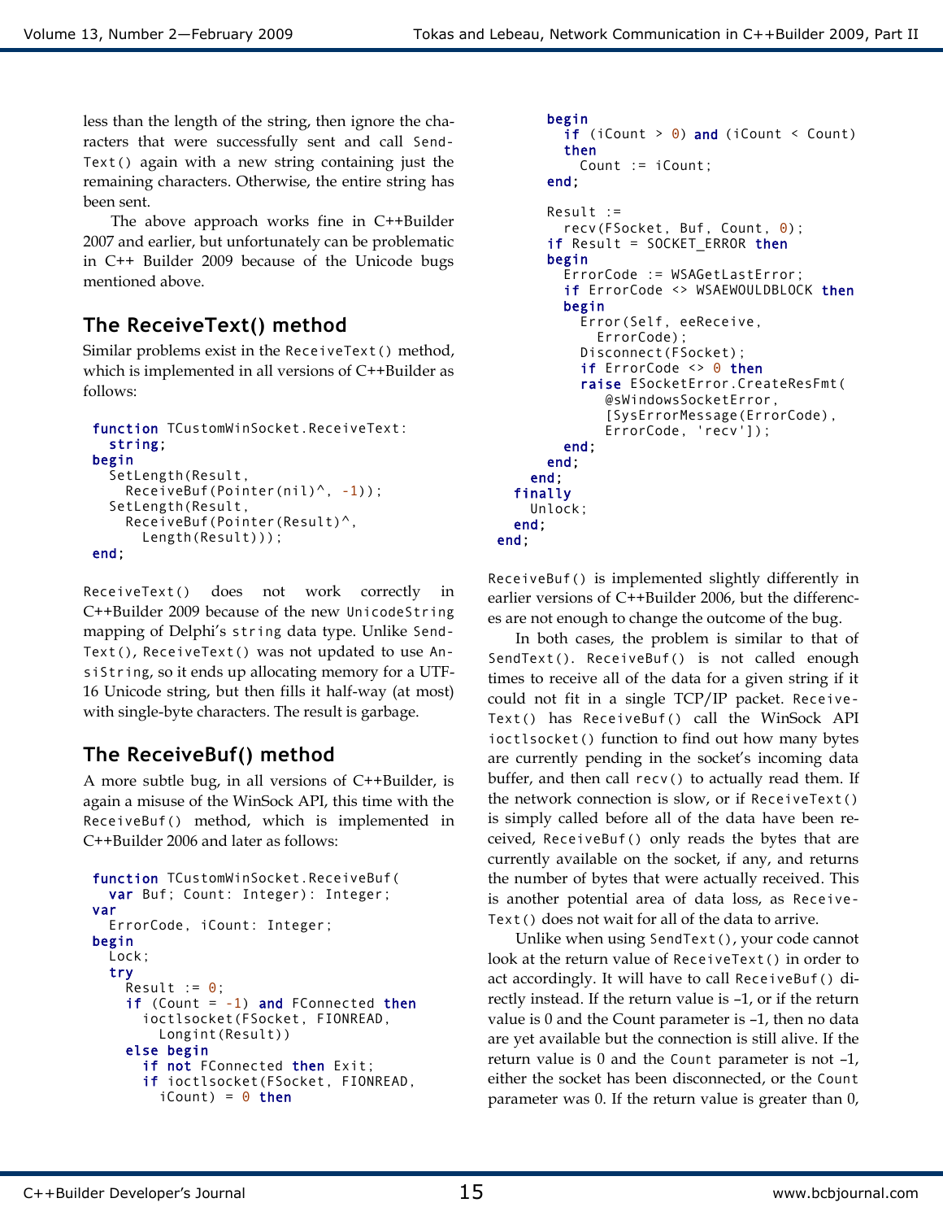less than the length of the string, then ignore the characters that were successfully sent and call `SendText()` again with a new string containing just the remaining characters. Otherwise, the entire string has been sent.

The above approach works fine in C++Builder 2007 and earlier, but unfortunately can be problematic in C++ Builder 2009 because of the Unicode bugs mentioned above.

## The ReceiveText() method

Similar problems exist in the `ReceiveText()` method, which is implemented in all versions of C++Builder as follows:

```
function TCustomWinSocket.ReceiveText:
  string;
begin
  SetLength(Result,
    ReceiveBuf(Pointer(nil)^, -1));
  SetLength(Result,
    ReceiveBuf(Pointer(Result)^,
      Length(Result)));
end;
```

`ReceiveText()` does not work correctly in C++Builder 2009 because of the new `UnicodeString` mapping of Delphi's `string` data type. Unlike `SendText()`, `ReceiveText()` was not updated to use `AnsiString`, so it ends up allocating memory for a UTF-16 Unicode string, but then fills it half-way (at most) with single-byte characters. The result is garbage.

## The ReceiveBuf() method

A more subtle bug, in all versions of C++Builder, is again a misuse of the WinSock API, this time with the `ReceiveBuf()` method, which is implemented in C++Builder 2006 and later as follows:

```
function TCustomWinSocket.ReceiveBuf(
  var Buf; Count: Integer): Integer;
var
  ErrorCode, iCount: Integer;
begin
  Lock;
  try
    Result := 0;
    if (Count = -1) and FConnected then
      ioctlsocket(FSocket, FIONREAD,
        Longint(Result))
    else begin
      if not FConnected then Exit;
      if ioctlsocket(FSocket, FIONREAD,
        iCount) = 0 then
      begin
        if (iCount > 0) and (iCount < Count)
        then
          Count := iCount;
      end;

      Result :=
        recv(FSocket, Buf, Count, 0);
      if Result = SOCKET_ERROR then
      begin
        ErrorCode := WSAGetLastError;
        if ErrorCode <> WSAEWOULDBLOCK then
        begin
          Error(Self, eeReceive,
            ErrorCode);
          Disconnect(FSocket);
          if ErrorCode <> 0 then
          raise ESocketError.CreateResFmt(
              @sWindowsSocketError,
              [SysErrorMessage(ErrorCode),
              ErrorCode, 'recv']);
        end;
      end;
    end;
  finally
    Unlock;
  end;
end;
```

`ReceiveBuf()` is implemented slightly differently in earlier versions of C++Builder 2006, but the differences are not enough to change the outcome of the bug.

In both cases, the problem is similar to that of `SendText()`. `ReceiveBuf()` is not called enough times to receive all of the data for a given string if it could not fit in a single TCP/IP packet. `ReceiveText()` has `ReceiveBuf()` call the WinSock API `ioctlsocket()` function to find out how many bytes are currently pending in the socket's incoming data buffer, and then call `recv()` to actually read them. If the network connection is slow, or if `ReceiveText()` is simply called before all of the data have been received, `ReceiveBuf()` only reads the bytes that are currently available on the socket, if any, and returns the number of bytes that were actually received. This is another potential area of data loss, as `ReceiveText()` does not wait for all of the data to arrive.

Unlike when using `SendText()`, your code cannot look at the return value of `ReceiveText()` in order to act accordingly. It will have to call `ReceiveBuf()` directly instead. If the return value is –1, or if the return value is 0 and the Count parameter is –1, then no data are yet available but the connection is still alive. If the return value is 0 and the `Count` parameter is not –1, either the socket has been disconnected, or the `Count` parameter was 0. If the return value is greater than 0,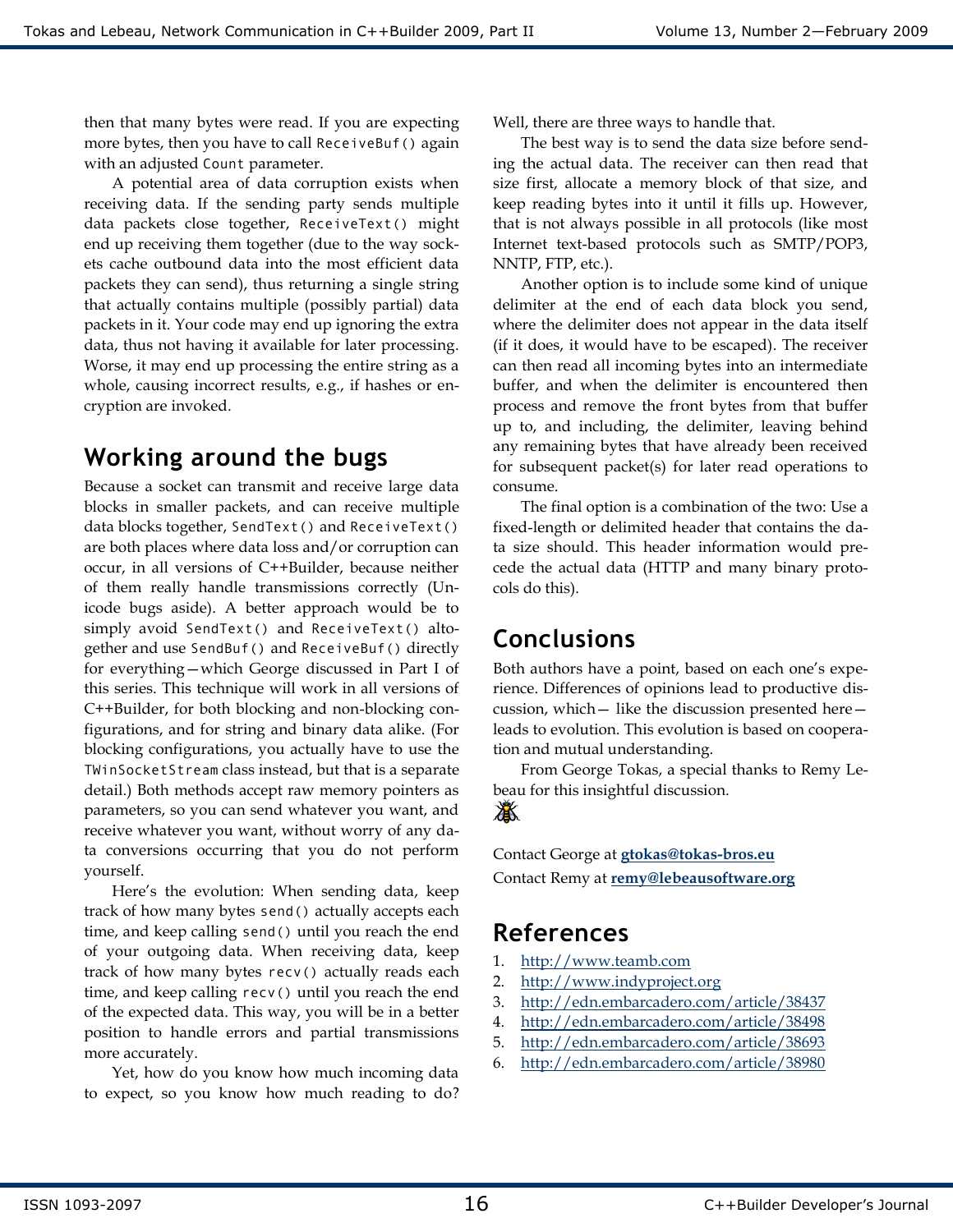then that many bytes were read. If you are expecting more bytes, then you have to call `ReceiveBuf()` again with an adjusted `Count` parameter.

A potential area of data corruption exists when receiving data. If the sending party sends multiple data packets close together, `ReceiveText()` might end up receiving them together (due to the way sockets cache outbound data into the most efficient data packets they can send), thus returning a single string that actually contains multiple (possibly partial) data packets in it. Your code may end up ignoring the extra data, thus not having it available for later processing. Worse, it may end up processing the entire string as a whole, causing incorrect results, e.g., if hashes or encryption are invoked.

## Working around the bugs

Because a socket can transmit and receive large data blocks in smaller packets, and can receive multiple data blocks together, `SendText()` and `ReceiveText()` are both places where data loss and/or corruption can occur, in all versions of C++Builder, because neither of them really handle transmissions correctly (Unicode bugs aside). A better approach would be to simply avoid `SendText()` and `ReceiveText()` altogether and use `SendBuf()` and `ReceiveBuf()` directly for everything—which George discussed in Part I of this series. This technique will work in all versions of C++Builder, for both blocking and non-blocking configurations, and for string and binary data alike. (For blocking configurations, you actually have to use the `TWinSocketStream` class instead, but that is a separate detail.) Both methods accept raw memory pointers as parameters, so you can send whatever you want, and receive whatever you want, without worry of any data conversions occurring that you do not perform yourself.

Here's the evolution: When sending data, keep track of how many bytes `send()` actually accepts each time, and keep calling `send()` until you reach the end of your outgoing data. When receiving data, keep track of how many bytes `recv()` actually reads each time, and keep calling `recv()` until you reach the end of the expected data. This way, you will be in a better position to handle errors and partial transmissions more accurately.

Yet, how do you know how much incoming data to expect, so you know how much reading to do? Well, there are three ways to handle that.

The best way is to send the data size before sending the actual data. The receiver can then read that size first, allocate a memory block of that size, and keep reading bytes into it until it fills up. However, that is not always possible in all protocols (like most Internet text-based protocols such as SMTP/POP3, NNTP, FTP, etc.).

Another option is to include some kind of unique delimiter at the end of each data block you send, where the delimiter does not appear in the data itself (if it does, it would have to be escaped). The receiver can then read all incoming bytes into an intermediate buffer, and when the delimiter is encountered then process and remove the front bytes from that buffer up to, and including, the delimiter, leaving behind any remaining bytes that have already been received for subsequent packet(s) for later read operations to consume.

The final option is a combination of the two: Use a fixed-length or delimited header that contains the data size should. This header information would precede the actual data (HTTP and many binary protocols do this).

## Conclusions

Both authors have a point, based on each one's experience. Differences of opinions lead to productive discussion, which— like the discussion presented here—leads to evolution. This evolution is based on cooperation and mutual understanding.

From George Tokas, a special thanks to Remy Lebeau for this insightful discussion.

Contact George at **gtokas@tokas-bros.eu**
Contact Remy at **remy@lebeausoftware.org**

## References

1. http://www.teamb.com
2. http://www.indyproject.org
3. http://edn.embarcadero.com/article/38437
4. http://edn.embarcadero.com/article/38498
5. http://edn.embarcadero.com/article/38693
6. http://edn.embarcadero.com/article/38980